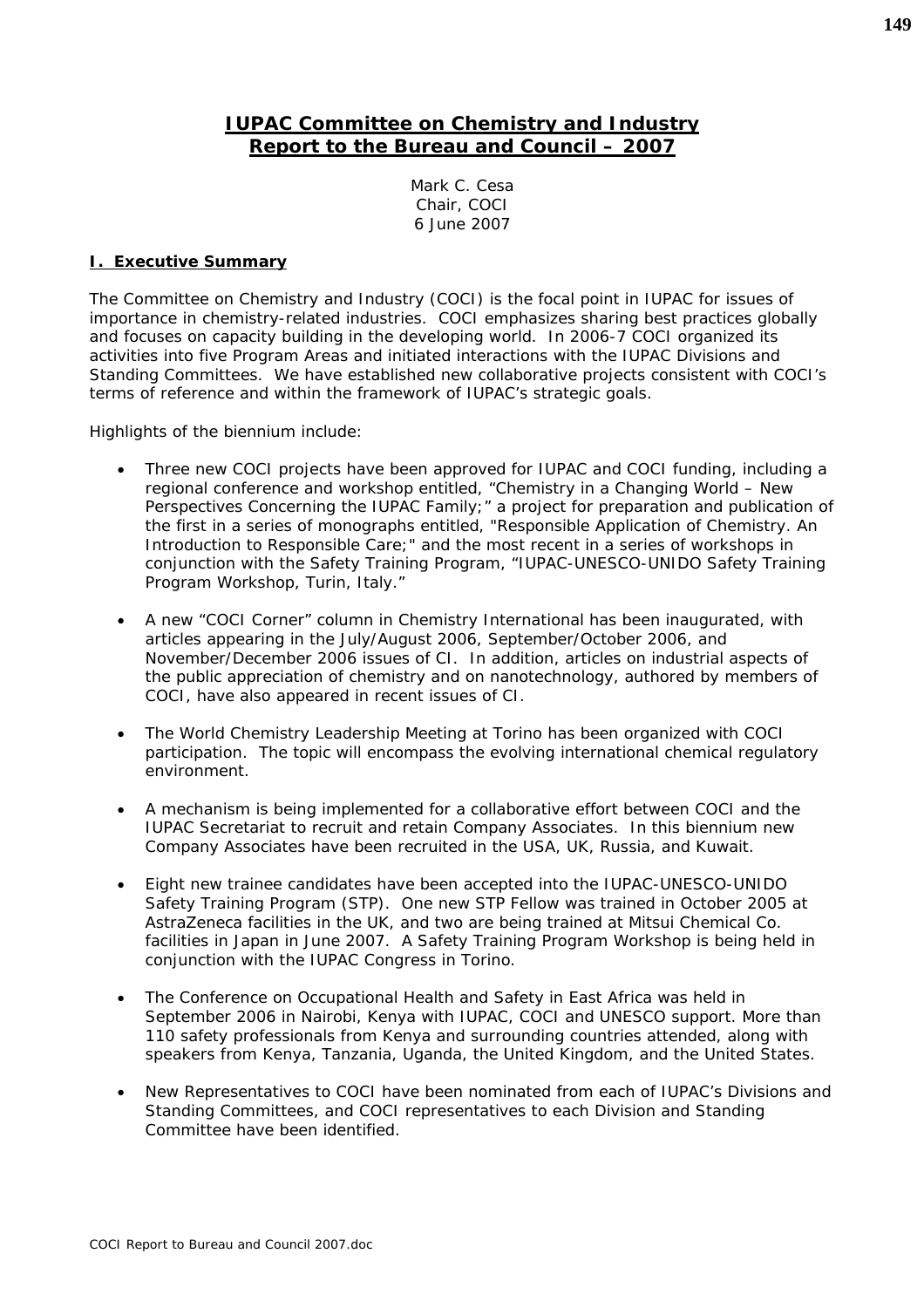# IUPAC Committee on Chemistry and Industry
# Report to the Bureau and Council – 2007

Mark C. Cesa
Chair, COCI
6 June 2007

## I. Executive Summary

The Committee on Chemistry and Industry (COCI) is the focal point in IUPAC for issues of importance in chemistry-related industries. COCI emphasizes sharing best practices globally and focuses on capacity building in the developing world. In 2006-7 COCI organized its activities into five Program Areas and initiated interactions with the IUPAC Divisions and Standing Committees. We have established new collaborative projects consistent with COCI's terms of reference and within the framework of IUPAC's strategic goals.

Highlights of the biennium include:

- Three new COCI projects have been approved for IUPAC and COCI funding, including a regional conference and workshop entitled, "Chemistry in a Changing World – New Perspectives Concerning the IUPAC Family;" a project for preparation and publication of the first in a series of monographs entitled, "Responsible Application of Chemistry. An Introduction to Responsible Care;" and the most recent in a series of workshops in conjunction with the Safety Training Program, "IUPAC-UNESCO-UNIDO Safety Training Program Workshop, Turin, Italy."

- A new "COCI Corner" column in Chemistry International has been inaugurated, with articles appearing in the July/August 2006, September/October 2006, and November/December 2006 issues of CI. In addition, articles on industrial aspects of the public appreciation of chemistry and on nanotechnology, authored by members of COCI, have also appeared in recent issues of CI.

- The World Chemistry Leadership Meeting at Torino has been organized with COCI participation. The topic will encompass the evolving international chemical regulatory environment.

- A mechanism is being implemented for a collaborative effort between COCI and the IUPAC Secretariat to recruit and retain Company Associates. In this biennium new Company Associates have been recruited in the USA, UK, Russia, and Kuwait.

- Eight new trainee candidates have been accepted into the IUPAC-UNESCO-UNIDO Safety Training Program (STP). One new STP Fellow was trained in October 2005 at AstraZeneca facilities in the UK, and two are being trained at Mitsui Chemical Co. facilities in Japan in June 2007. A Safety Training Program Workshop is being held in conjunction with the IUPAC Congress in Torino.

- The Conference on Occupational Health and Safety in East Africa was held in September 2006 in Nairobi, Kenya with IUPAC, COCI and UNESCO support. More than 110 safety professionals from Kenya and surrounding countries attended, along with speakers from Kenya, Tanzania, Uganda, the United Kingdom, and the United States.

- New Representatives to COCI have been nominated from each of IUPAC's Divisions and Standing Committees, and COCI representatives to each Division and Standing Committee have been identified.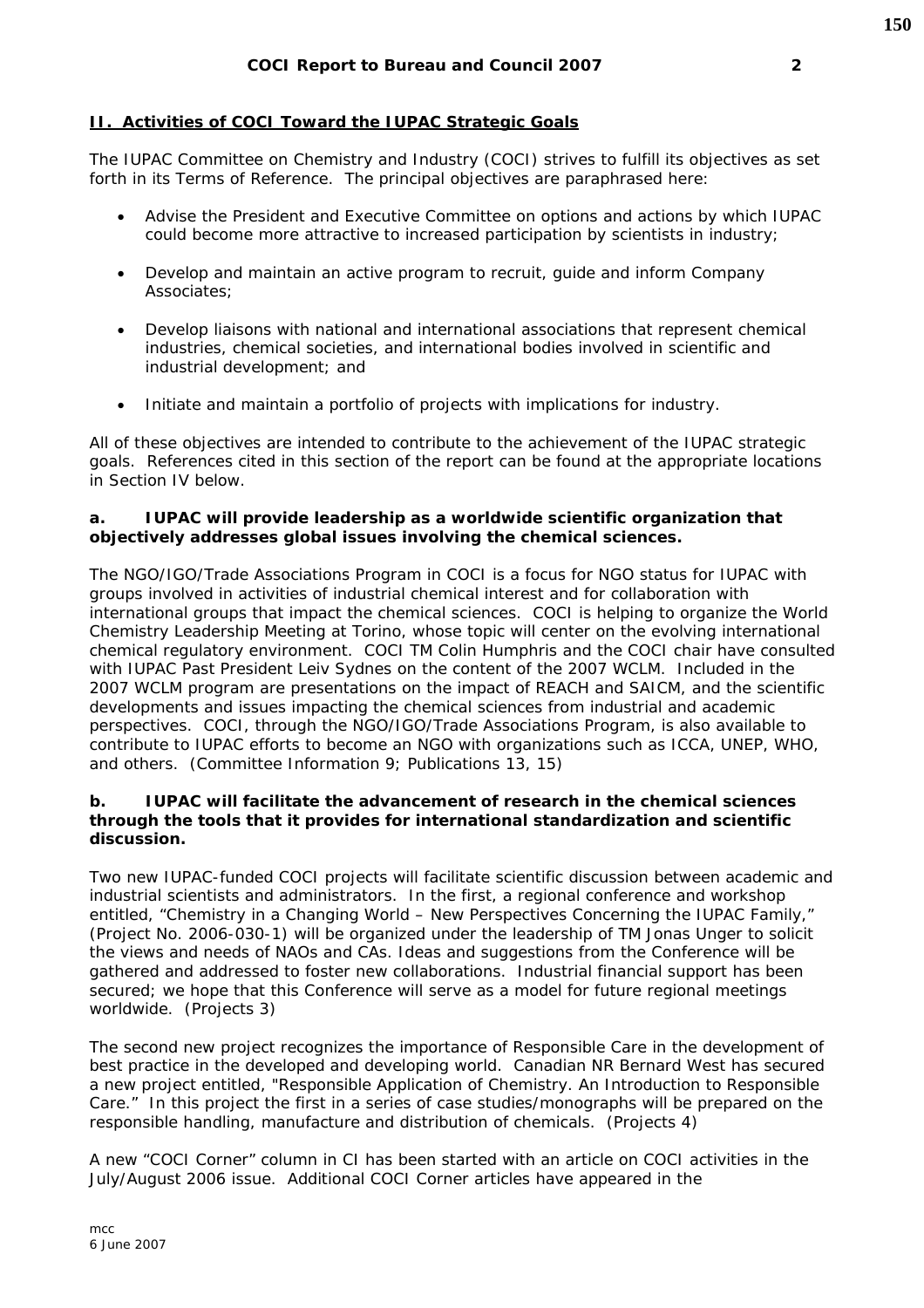## II. Activities of COCI Toward the IUPAC Strategic Goals

The IUPAC Committee on Chemistry and Industry (COCI) strives to fulfill its objectives as set forth in its Terms of Reference. The principal objectives are paraphrased here:

- Advise the President and Executive Committee on options and actions by which IUPAC could become more attractive to increased participation by scientists in industry;
- Develop and maintain an active program to recruit, guide and inform Company Associates;
- Develop liaisons with national and international associations that represent chemical industries, chemical societies, and international bodies involved in scientific and industrial development; and
- Initiate and maintain a portfolio of projects with implications for industry.

All of these objectives are intended to contribute to the achievement of the IUPAC strategic goals. References cited in this section of the report can be found at the appropriate locations in Section IV below.

**a. IUPAC will provide leadership as a worldwide scientific organization that objectively addresses global issues involving the chemical sciences.**

The NGO/IGO/Trade Associations Program in COCI is a focus for NGO status for IUPAC with groups involved in activities of industrial chemical interest and for collaboration with international groups that impact the chemical sciences. COCI is helping to organize the World Chemistry Leadership Meeting at Torino, whose topic will center on the evolving international chemical regulatory environment. COCI TM Colin Humphris and the COCI chair have consulted with IUPAC Past President Leiv Sydnes on the content of the 2007 WCLM. Included in the 2007 WCLM program are presentations on the impact of REACH and SAICM, and the scientific developments and issues impacting the chemical sciences from industrial and academic perspectives. COCI, through the NGO/IGO/Trade Associations Program, is also available to contribute to IUPAC efforts to become an NGO with organizations such as ICCA, UNEP, WHO, and others. (Committee Information 9; Publications 13, 15)

**b. IUPAC will facilitate the advancement of research in the chemical sciences through the tools that it provides for international standardization and scientific discussion.**

Two new IUPAC-funded COCI projects will facilitate scientific discussion between academic and industrial scientists and administrators. In the first, a regional conference and workshop entitled, "Chemistry in a Changing World – New Perspectives Concerning the IUPAC Family," (Project No. 2006-030-1) will be organized under the leadership of TM Jonas Unger to solicit the views and needs of NAOs and CAs. Ideas and suggestions from the Conference will be gathered and addressed to foster new collaborations. Industrial financial support has been secured; we hope that this Conference will serve as a model for future regional meetings worldwide. (Projects 3)

The second new project recognizes the importance of Responsible Care in the development of best practice in the developed and developing world. Canadian NR Bernard West has secured a new project entitled, "Responsible Application of Chemistry. An Introduction to Responsible Care." In this project the first in a series of case studies/monographs will be prepared on the responsible handling, manufacture and distribution of chemicals. (Projects 4)

A new "COCI Corner" column in CI has been started with an article on COCI activities in the July/August 2006 issue. Additional COCI Corner articles have appeared in the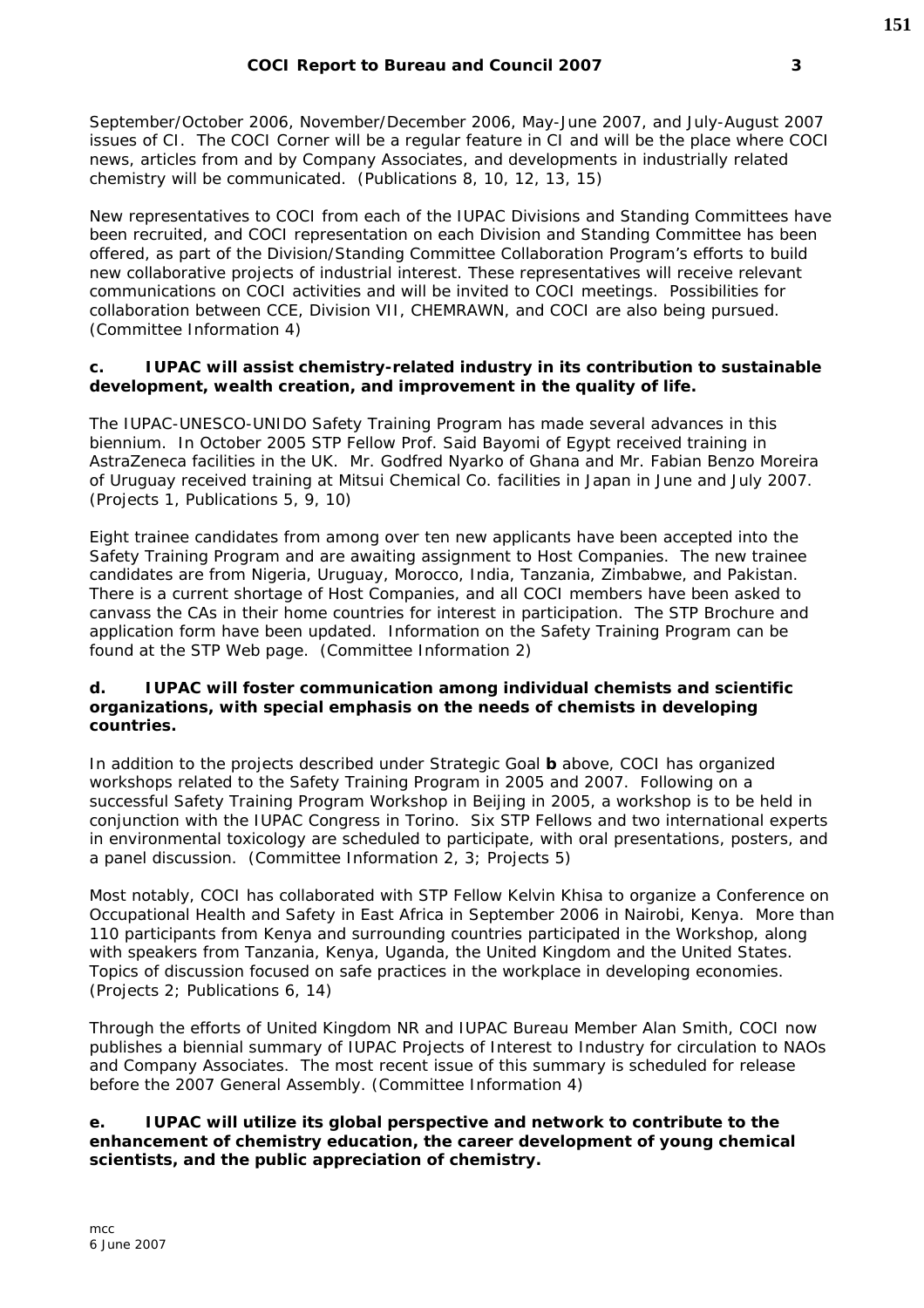September/October 2006, November/December 2006, May-June 2007, and July-August 2007 issues of CI. The COCI Corner will be a regular feature in CI and will be the place where COCI news, articles from and by Company Associates, and developments in industrially related chemistry will be communicated. *(Publications 8, 10, 12, 13, 15)*

New representatives to COCI from each of the IUPAC Divisions and Standing Committees have been recruited, and COCI representation on each Division and Standing Committee has been offered, as part of the Division/Standing Committee Collaboration Program's efforts to build new collaborative projects of industrial interest. These representatives will receive relevant communications on COCI activities and will be invited to COCI meetings. Possibilities for collaboration between CCE, Division VII, CHEMRAWN, and COCI are also being pursued. *(Committee Information 4)*

**c. IUPAC will assist chemistry-related industry in its contribution to sustainable development, wealth creation, and improvement in the quality of life.**

The IUPAC-UNESCO-UNIDO Safety Training Program has made several advances in this biennium. In October 2005 STP Fellow Prof. Said Bayomi of Egypt received training in AstraZeneca facilities in the UK. Mr. Godfred Nyarko of Ghana and Mr. Fabian Benzo Moreira of Uruguay received training at Mitsui Chemical Co. facilities in Japan in June and July 2007. *(Projects 1, Publications 5, 9, 10)*

Eight trainee candidates from among over ten new applicants have been accepted into the Safety Training Program and are awaiting assignment to Host Companies. The new trainee candidates are from Nigeria, Uruguay, Morocco, India, Tanzania, Zimbabwe, and Pakistan. There is a current shortage of Host Companies, and all COCI members have been asked to canvass the CAs in their home countries for interest in participation. The STP Brochure and application form have been updated. Information on the Safety Training Program can be found at the STP Web page. *(Committee Information 2)*

**d. IUPAC will foster communication among individual chemists and scientific organizations, with special emphasis on the needs of chemists in developing countries.**

In addition to the projects described under Strategic Goal **b** above, COCI has organized workshops related to the Safety Training Program in 2005 and 2007. Following on a successful Safety Training Program Workshop in Beijing in 2005, a workshop is to be held in conjunction with the IUPAC Congress in Torino. Six STP Fellows and two international experts in environmental toxicology are scheduled to participate, with oral presentations, posters, and a panel discussion. *(Committee Information 2, 3; Projects 5)*

Most notably, COCI has collaborated with STP Fellow Kelvin Khisa to organize a Conference on Occupational Health and Safety in East Africa in September 2006 in Nairobi, Kenya. More than 110 participants from Kenya and surrounding countries participated in the Workshop, along with speakers from Tanzania, Kenya, Uganda, the United Kingdom and the United States. Topics of discussion focused on safe practices in the workplace in developing economies. *(Projects 2; Publications 6, 14)*

Through the efforts of United Kingdom NR and IUPAC Bureau Member Alan Smith, COCI now publishes a biennial summary of IUPAC Projects of Interest to Industry for circulation to NAOs and Company Associates. The most recent issue of this summary is scheduled for release before the 2007 General Assembly. *(Committee Information 4)*

**e. IUPAC will utilize its global perspective and network to contribute to the enhancement of chemistry education, the career development of young chemical scientists, and the public appreciation of chemistry.**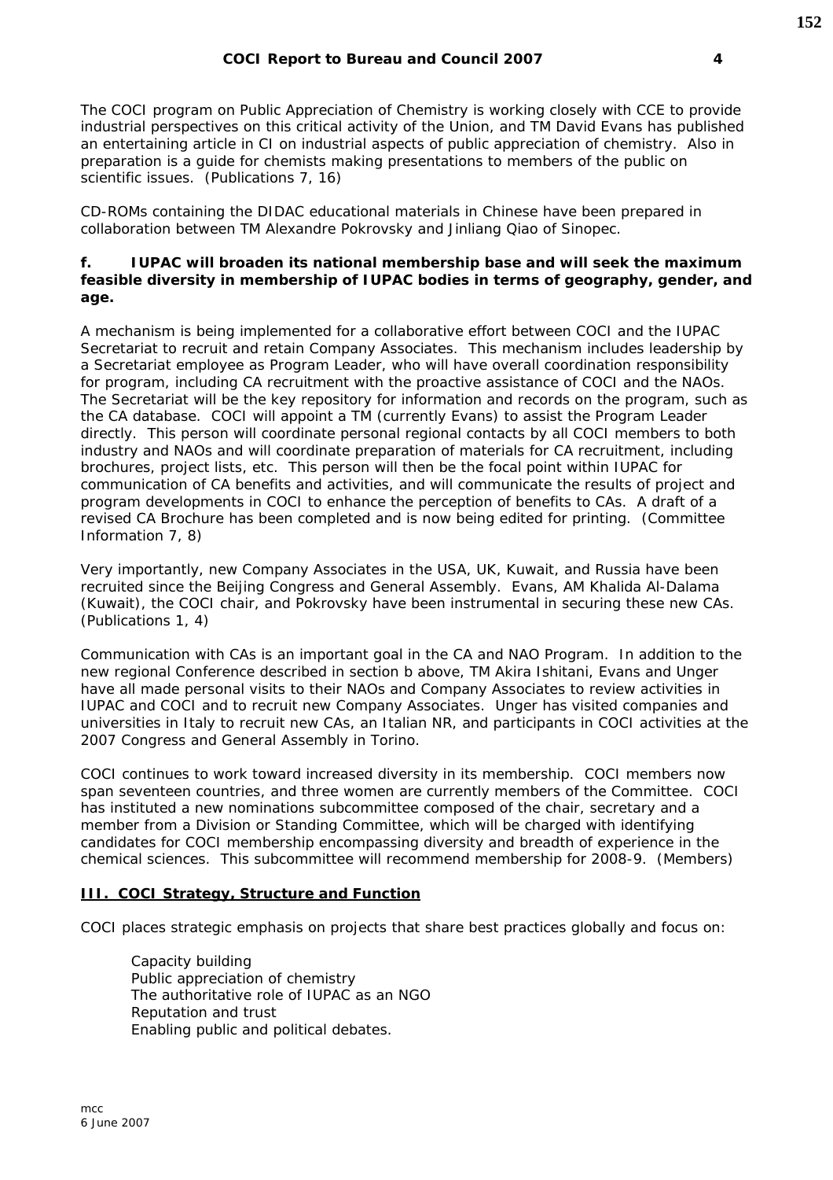The COCI program on Public Appreciation of Chemistry is working closely with CCE to provide industrial perspectives on this critical activity of the Union, and TM David Evans has published an entertaining article in CI on industrial aspects of public appreciation of chemistry. Also in preparation is a guide for chemists making presentations to members of the public on scientific issues. (Publications 7, 16)

CD-ROMs containing the DIDAC educational materials in Chinese have been prepared in collaboration between TM Alexandre Pokrovsky and Jinliang Qiao of Sinopec.

**f. IUPAC will broaden its national membership base and will seek the maximum feasible diversity in membership of IUPAC bodies in terms of geography, gender, and age.**

A mechanism is being implemented for a collaborative effort between COCI and the IUPAC Secretariat to recruit and retain Company Associates. This mechanism includes leadership by a Secretariat employee as Program Leader, who will have overall coordination responsibility for program, including CA recruitment with the proactive assistance of COCI and the NAOs. The Secretariat will be the key repository for information and records on the program, such as the CA database. COCI will appoint a TM (currently Evans) to assist the Program Leader directly. This person will coordinate personal regional contacts by all COCI members to both industry and NAOs and will coordinate preparation of materials for CA recruitment, including brochures, project lists, etc. This person will then be the focal point within IUPAC for communication of CA benefits and activities, and will communicate the results of project and program developments in COCI to enhance the perception of benefits to CAs. A draft of a revised CA Brochure has been completed and is now being edited for printing. (Committee Information 7, 8)

Very importantly, new Company Associates in the USA, UK, Kuwait, and Russia have been recruited since the Beijing Congress and General Assembly. Evans, AM Khalida Al-Dalama (Kuwait), the COCI chair, and Pokrovsky have been instrumental in securing these new CAs. (Publications 1, 4)

Communication with CAs is an important goal in the CA and NAO Program. In addition to the new regional Conference described in section b above, TM Akira Ishitani, Evans and Unger have all made personal visits to their NAOs and Company Associates to review activities in IUPAC and COCI and to recruit new Company Associates. Unger has visited companies and universities in Italy to recruit new CAs, an Italian NR, and participants in COCI activities at the 2007 Congress and General Assembly in Torino.

COCI continues to work toward increased diversity in its membership. COCI members now span seventeen countries, and three women are currently members of the Committee. COCI has instituted a new nominations subcommittee composed of the chair, secretary and a member from a Division or Standing Committee, which will be charged with identifying candidates for COCI membership encompassing diversity and breadth of experience in the chemical sciences. This subcommittee will recommend membership for 2008-9. (Members)

## III. COCI Strategy, Structure and Function

COCI places strategic emphasis on projects that share best practices globally and focus on:

- Capacity building
- Public appreciation of chemistry
- The authoritative role of IUPAC as an NGO
- Reputation and trust
- Enabling public and political debates.

mcc
6 June 2007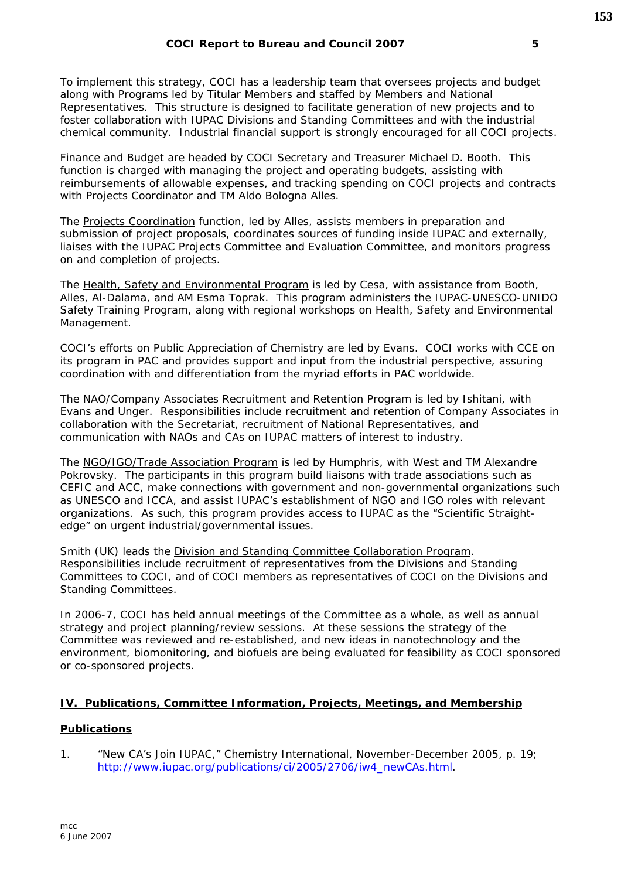To implement this strategy, COCI has a leadership team that oversees projects and budget along with Programs led by Titular Members and staffed by Members and National Representatives. This structure is designed to facilitate generation of new projects and to foster collaboration with IUPAC Divisions and Standing Committees and with the industrial chemical community. Industrial financial support is strongly encouraged for all COCI projects.

Finance and Budget are headed by COCI Secretary and Treasurer Michael D. Booth. This function is charged with managing the project and operating budgets, assisting with reimbursements of allowable expenses, and tracking spending on COCI projects and contracts with Projects Coordinator and TM Aldo Bologna Alles.

The Projects Coordination function, led by Alles, assists members in preparation and submission of project proposals, coordinates sources of funding inside IUPAC and externally, liaises with the IUPAC Projects Committee and Evaluation Committee, and monitors progress on and completion of projects.

The Health, Safety and Environmental Program is led by Cesa, with assistance from Booth, Alles, Al-Dalama, and AM Esma Toprak. This program administers the IUPAC-UNESCO-UNIDO Safety Training Program, along with regional workshops on Health, Safety and Environmental Management.

COCI's efforts on Public Appreciation of Chemistry are led by Evans. COCI works with CCE on its program in PAC and provides support and input from the industrial perspective, assuring coordination with and differentiation from the myriad efforts in PAC worldwide.

The NAO/Company Associates Recruitment and Retention Program is led by Ishitani, with Evans and Unger. Responsibilities include recruitment and retention of Company Associates in collaboration with the Secretariat, recruitment of National Representatives, and communication with NAOs and CAs on IUPAC matters of interest to industry.

The NGO/IGO/Trade Association Program is led by Humphris, with West and TM Alexandre Pokrovsky. The participants in this program build liaisons with trade associations such as CEFIC and ACC, make connections with government and non-governmental organizations such as UNESCO and ICCA, and assist IUPAC's establishment of NGO and IGO roles with relevant organizations. As such, this program provides access to IUPAC as the "Scientific Straight-edge" on urgent industrial/governmental issues.

Smith (UK) leads the Division and Standing Committee Collaboration Program. Responsibilities include recruitment of representatives from the Divisions and Standing Committees to COCI, and of COCI members as representatives of COCI on the Divisions and Standing Committees.

In 2006-7, COCI has held annual meetings of the Committee as a whole, as well as annual strategy and project planning/review sessions. At these sessions the strategy of the Committee was reviewed and re-established, and new ideas in nanotechnology and the environment, biomonitoring, and biofuels are being evaluated for feasibility as COCI sponsored or co-sponsored projects.

## IV. Publications, Committee Information, Projects, Meetings, and Membership

### Publications

1. "New CA's Join IUPAC," Chemistry International, November-December 2005, p. 19; http://www.iupac.org/publications/ci/2005/2706/iw4_newCAs.html.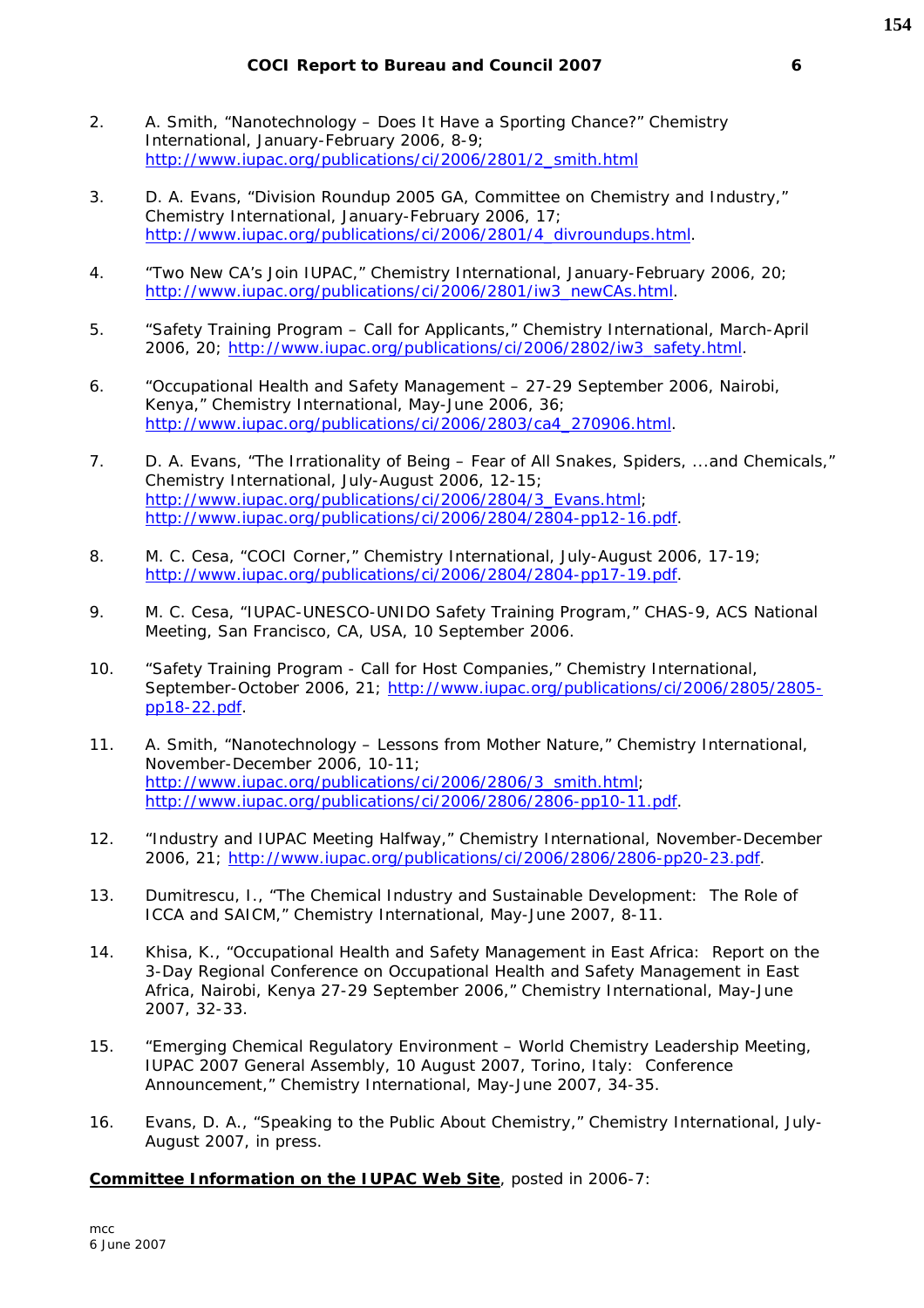2. A. Smith, “Nanotechnology – Does It Have a Sporting Chance?” Chemistry International, January-February 2006, 8-9; http://www.iupac.org/publications/ci/2006/2801/2_smith.html

3. D. A. Evans, “Division Roundup 2005 GA, Committee on Chemistry and Industry,” Chemistry International, January-February 2006, 17; http://www.iupac.org/publications/ci/2006/2801/4_divroundups.html.

4. “Two New CA’s Join IUPAC,” Chemistry International, January-February 2006, 20; http://www.iupac.org/publications/ci/2006/2801/iw3_newCAs.html.

5. “Safety Training Program – Call for Applicants,” Chemistry International, March-April 2006, 20; http://www.iupac.org/publications/ci/2006/2802/iw3_safety.html.

6. “Occupational Health and Safety Management – 27-29 September 2006, Nairobi, Kenya,” Chemistry International, May-June 2006, 36; http://www.iupac.org/publications/ci/2006/2803/ca4_270906.html.

7. D. A. Evans, “The Irrationality of Being – Fear of All Snakes, Spiders, ...and Chemicals,” Chemistry International, July-August 2006, 12-15; http://www.iupac.org/publications/ci/2006/2804/3_Evans.html; http://www.iupac.org/publications/ci/2006/2804/2804-pp12-16.pdf.

8. M. C. Cesa, “COCI Corner,” Chemistry International, July-August 2006, 17-19; http://www.iupac.org/publications/ci/2006/2804/2804-pp17-19.pdf.

9. M. C. Cesa, “IUPAC-UNESCO-UNIDO Safety Training Program,” CHAS-9, ACS National Meeting, San Francisco, CA, USA, 10 September 2006.

10. “Safety Training Program - Call for Host Companies,” Chemistry International, September-October 2006, 21; http://www.iupac.org/publications/ci/2006/2805/2805-pp18-22.pdf.

11. A. Smith, “Nanotechnology – Lessons from Mother Nature,” Chemistry International, November-December 2006, 10-11; http://www.iupac.org/publications/ci/2006/2806/3_smith.html; http://www.iupac.org/publications/ci/2006/2806/2806-pp10-11.pdf.

12. “Industry and IUPAC Meeting Halfway,” Chemistry International, November-December 2006, 21; http://www.iupac.org/publications/ci/2006/2806/2806-pp20-23.pdf.

13. Dumitrescu, I., “The Chemical Industry and Sustainable Development: The Role of ICCA and SAICM,” Chemistry International, May-June 2007, 8-11.

14. Khisa, K., “Occupational Health and Safety Management in East Africa: Report on the 3-Day Regional Conference on Occupational Health and Safety Management in East Africa, Nairobi, Kenya 27-29 September 2006,” Chemistry International, May-June 2007, 32-33.

15. “Emerging Chemical Regulatory Environment – World Chemistry Leadership Meeting, IUPAC 2007 General Assembly, 10 August 2007, Torino, Italy: Conference Announcement,” Chemistry International, May-June 2007, 34-35.

16. Evans, D. A., “Speaking to the Public About Chemistry,” Chemistry International, July-August 2007, in press.

**Committee Information on the IUPAC Web Site**, posted in 2006-7: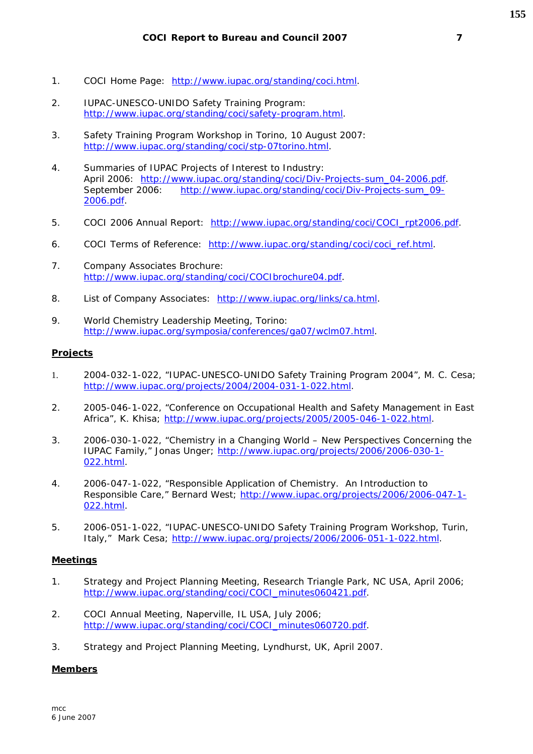1. COCI Home Page: http://www.iupac.org/standing/coci.html.

2. IUPAC-UNESCO-UNIDO Safety Training Program: http://www.iupac.org/standing/coci/safety-program.html.

3. Safety Training Program Workshop in Torino, 10 August 2007: http://www.iupac.org/standing/coci/stp-07torino.html.

4. Summaries of IUPAC Projects of Interest to Industry:
   April 2006: http://www.iupac.org/standing/coci/Div-Projects-sum_04-2006.pdf.
   September 2006: http://www.iupac.org/standing/coci/Div-Projects-sum_09-2006.pdf.

5. COCI 2006 Annual Report: http://www.iupac.org/standing/coci/COCI_rpt2006.pdf.

6. COCI Terms of Reference: http://www.iupac.org/standing/coci/coci_ref.html.

7. Company Associates Brochure: http://www.iupac.org/standing/coci/COCIbrochure04.pdf.

8. List of Company Associates: http://www.iupac.org/links/ca.html.

9. World Chemistry Leadership Meeting, Torino: http://www.iupac.org/symposia/conferences/ga07/wclm07.html.

**Projects**

1. 2004-032-1-022, "IUPAC-UNESCO-UNIDO Safety Training Program 2004", M. C. Cesa; http://www.iupac.org/projects/2004/2004-031-1-022.html.

2. 2005-046-1-022, "Conference on Occupational Health and Safety Management in East Africa", K. Khisa; http://www.iupac.org/projects/2005/2005-046-1-022.html.

3. 2006-030-1-022, "Chemistry in a Changing World – New Perspectives Concerning the IUPAC Family," Jonas Unger; http://www.iupac.org/projects/2006/2006-030-1-022.html.

4. 2006-047-1-022, "Responsible Application of Chemistry. An Introduction to Responsible Care," Bernard West; http://www.iupac.org/projects/2006/2006-047-1-022.html.

5. 2006-051-1-022, "IUPAC-UNESCO-UNIDO Safety Training Program Workshop, Turin, Italy," Mark Cesa; http://www.iupac.org/projects/2006/2006-051-1-022.html.

**Meetings**

1. Strategy and Project Planning Meeting, Research Triangle Park, NC USA, April 2006; http://www.iupac.org/standing/coci/COCI_minutes060421.pdf.

2. COCI Annual Meeting, Naperville, IL USA, July 2006; http://www.iupac.org/standing/coci/COCI_minutes060720.pdf.

3. Strategy and Project Planning Meeting, Lyndhurst, UK, April 2007.

**Members**

mcc
6 June 2007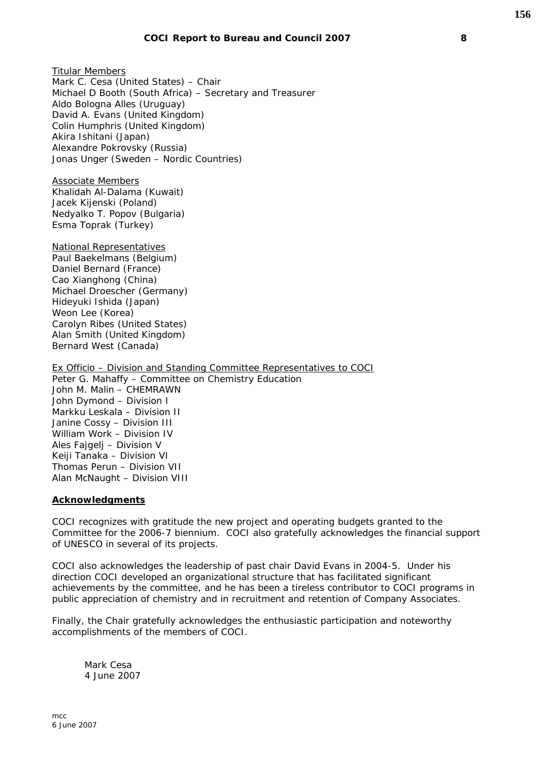Titular Members

Mark C. Cesa (United States) – Chair
Michael D Booth (South Africa) – Secretary and Treasurer
Aldo Bologna Alles (Uruguay)
David A. Evans (United Kingdom)
Colin Humphris (United Kingdom)
Akira Ishitani (Japan)
Alexandre Pokrovsky (Russia)
Jonas Unger (Sweden – Nordic Countries)

Associate Members

Khalidah Al-Dalama (Kuwait)
Jacek Kijenski (Poland)
Nedyalko T. Popov (Bulgaria)
Esma Toprak (Turkey)

National Representatives

Paul Baekelmans (Belgium)
Daniel Bernard (France)
Cao Xianghong (China)
Michael Droescher (Germany)
Hideyuki Ishida (Japan)
Weon Lee (Korea)
Carolyn Ribes (United States)
Alan Smith (United Kingdom)
Bernard West (Canada)

Ex Officio – Division and Standing Committee Representatives to COCI

Peter G. Mahaffy – Committee on Chemistry Education
John M. Malin – CHEMRAWN
John Dymond – Division I
Markku Leskala – Division II
Janine Cossy – Division III
William Work – Division IV
Ales Fajgelj – Division V
Keiji Tanaka – Division VI
Thomas Perun – Division VII
Alan McNaught – Division VIII

## Acknowledgments

COCI recognizes with gratitude the new project and operating budgets granted to the Committee for the 2006-7 biennium. COCI also gratefully acknowledges the financial support of UNESCO in several of its projects.

COCI also acknowledges the leadership of past chair David Evans in 2004-5. Under his direction COCI developed an organizational structure that has facilitated significant achievements by the committee, and he has been a tireless contributor to COCI programs in public appreciation of chemistry and in recruitment and retention of Company Associates.

Finally, the Chair gratefully acknowledges the enthusiastic participation and noteworthy accomplishments of the members of COCI.

Mark Cesa
4 June 2007

mcc
6 June 2007